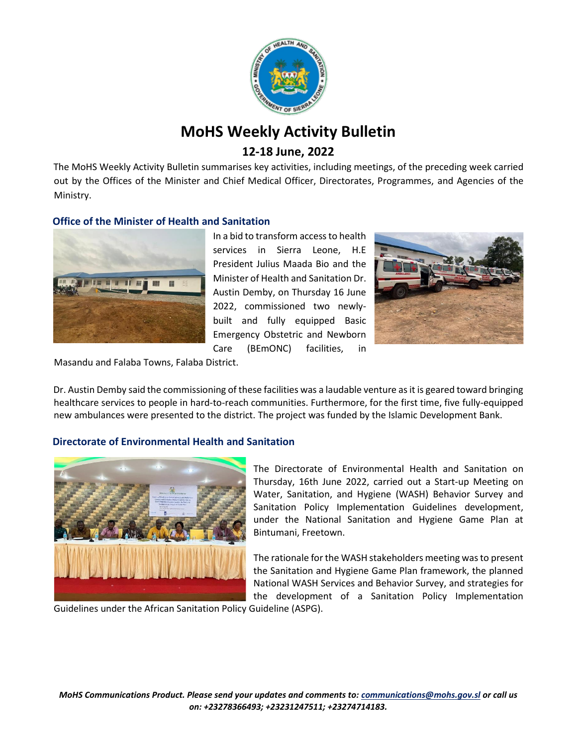# MoHS Weekly Activity Bulletin

## 12-18 June, 2022

The MoHS Weekly Activity Bulletin summarises key activities, including meetings, of the preceding week carried out by the Offices of the Minister and Chief Medical Officer, Directorates, Programmes, and Agencies of the Ministry.

### Office of the Minister of Health and Sanitation

In a bid to transform access to health services in Sierra Leone, H.E President Julius Maada Bio and the Minister of Health and Sanitation Dr. Austin Demby, on Thursday 16 June 2022, commissioned two newly-built and fully equipped Basic Emergency Obstetric and Newborn Care (BEmONC) facilities, in Masandu and Falaba Towns, Falaba District.

Dr. Austin Demby said the commissioning of these facilities was a laudable venture as it is geared toward bringing healthcare services to people in hard-to-reach communities. Furthermore, for the first time, five fully-equipped new ambulances were presented to the district. The project was funded by the Islamic Development Bank.

### Directorate of Environmental Health and Sanitation

The Directorate of Environmental Health and Sanitation on Thursday, 16th June 2022, carried out a Start-up Meeting on Water, Sanitation, and Hygiene (WASH) Behavior Survey and Sanitation Policy Implementation Guidelines development, under the National Sanitation and Hygiene Game Plan at Bintumani, Freetown.

The rationale for the WASH stakeholders meeting was to present the Sanitation and Hygiene Game Plan framework, the planned National WASH Services and Behavior Survey, and strategies for the development of a Sanitation Policy Implementation Guidelines under the African Sanitation Policy Guideline (ASPG).

***MoHS Communications Product. Please send your updates and comments to: communications@mohs.gov.sl or call us on: +23278366493; +23231247511; +23274714183.***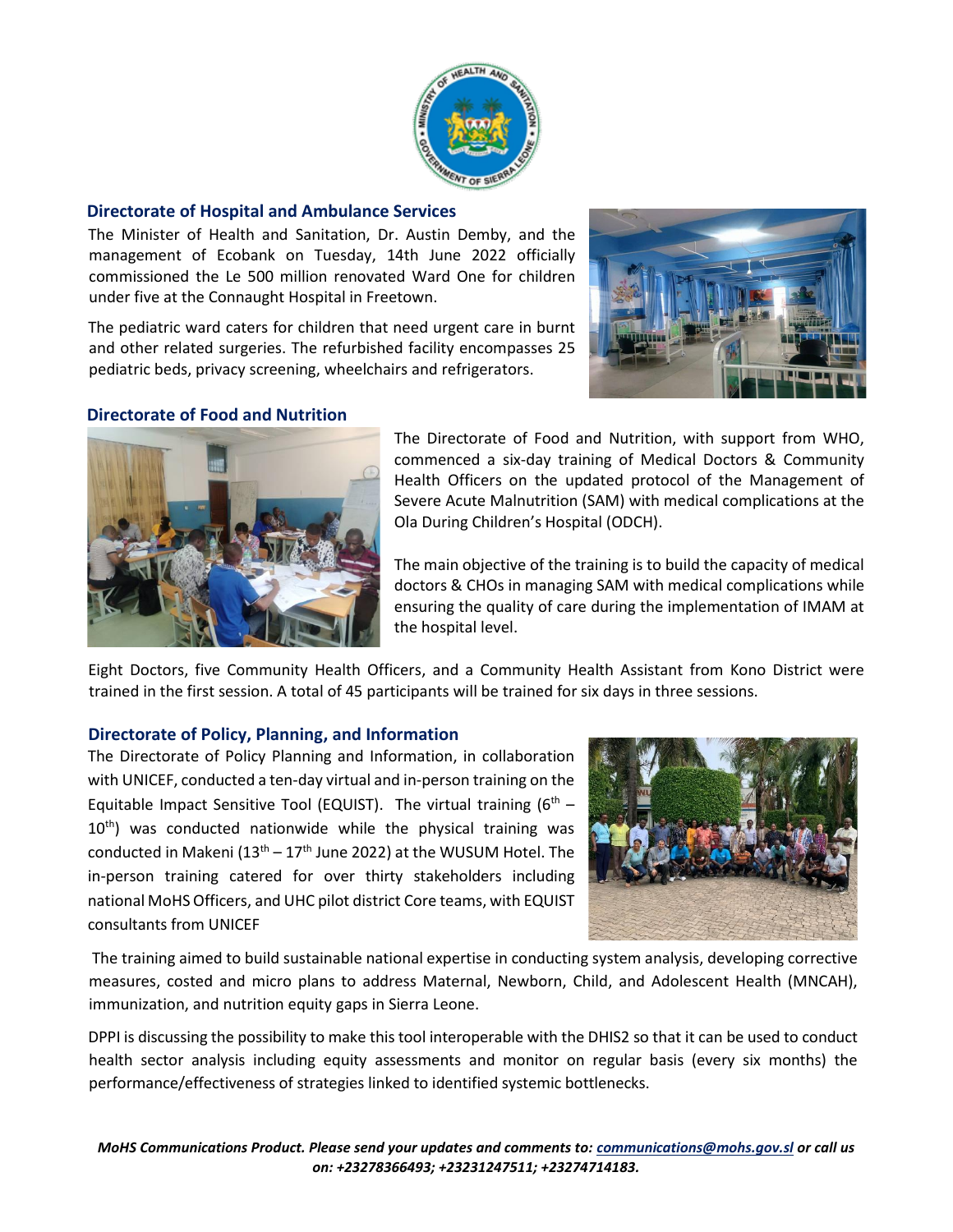## Directorate of Hospital and Ambulance Services

The Minister of Health and Sanitation, Dr. Austin Demby, and the management of Ecobank on Tuesday, 14th June 2022 officially commissioned the Le 500 million renovated Ward One for children under five at the Connaught Hospital in Freetown.

The pediatric ward caters for children that need urgent care in burnt and other related surgeries. The refurbished facility encompasses 25 pediatric beds, privacy screening, wheelchairs and refrigerators.

## Directorate of Food and Nutrition

The Directorate of Food and Nutrition, with support from WHO, commenced a six-day training of Medical Doctors & Community Health Officers on the updated protocol of the Management of Severe Acute Malnutrition (SAM) with medical complications at the Ola During Children's Hospital (ODCH).

The main objective of the training is to build the capacity of medical doctors & CHOs in managing SAM with medical complications while ensuring the quality of care during the implementation of IMAM at the hospital level.

Eight Doctors, five Community Health Officers, and a Community Health Assistant from Kono District were trained in the first session. A total of 45 participants will be trained for six days in three sessions.

## Directorate of Policy, Planning, and Information

The Directorate of Policy Planning and Information, in collaboration with UNICEF, conducted a ten-day virtual and in-person training on the Equitable Impact Sensitive Tool (EQUIST). The virtual training (6th – 10th) was conducted nationwide while the physical training was conducted in Makeni (13th – 17th June 2022) at the WUSUM Hotel. The in-person training catered for over thirty stakeholders including national MoHS Officers, and UHC pilot district Core teams, with EQUIST consultants from UNICEF

The training aimed to build sustainable national expertise in conducting system analysis, developing corrective measures, costed and micro plans to address Maternal, Newborn, Child, and Adolescent Health (MNCAH), immunization, and nutrition equity gaps in Sierra Leone.

DPPI is discussing the possibility to make this tool interoperable with the DHIS2 so that it can be used to conduct health sector analysis including equity assessments and monitor on regular basis (every six months) the performance/effectiveness of strategies linked to identified systemic bottlenecks.

***MoHS Communications Product. Please send your updates and comments to: communications@mohs.gov.sl or call us on: +23278366493; +23231247511; +23274714183.***